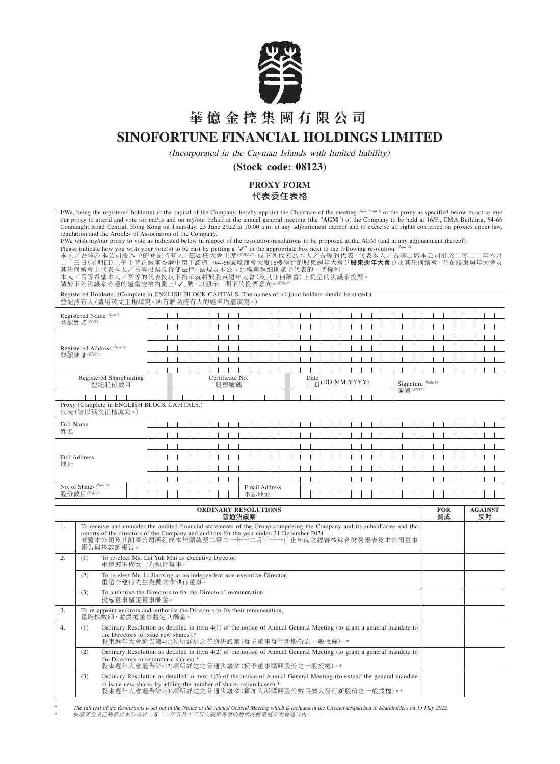# 華億金控集團有限公司

# SINOFORTUNE FINANCIAL HOLDINGS LIMITED

*(Incorporated in the Cayman Islands with limited liability)*

**(Stock code: 08123)**

## PROXY FORM
## 代表委任表格

I/We, being the registered holder(s) in the capital of the Company, hereby appoint the Chairman of the meeting (Note 2 and 3) or the proxy as specified below to act as my/our proxy to attend and vote for me/us and on my/our behalf at the annual general meeting (the "**AGM**") of the Company to be held at 16/F., CMA Building, 64-66 Connaught Road Central, Hong Kong on Thursday, 23 June 2022 at 10:00 a.m. at any adjournment thereof and to exercise all rights conferred on proxies under law, regulation and the Articles of Association of the Company.

I/We wish my/our proxy to vote as indicated below in respect of the resolution/resolutions to be proposed at the AGM (and at any adjournment thereof).

Please indicate how you wish your vote(s) to be cast by putting a "✓" in the appropriate box next to the following resolution. (Note 4)

本人／吾等為本公司股本中的登記持有人，茲委任大會主席(附註2和3)或下列代表為本人／吾等的代表，代表本人／吾等出席本公司訂於二零二二年六月二十三日(星期四)上午十時正假座香港中環干諾道中64-66號廠商會大廈16樓舉行的股東週年大會(「**股東週年大會**」)及其任何續會，並在股東週年大會及其任何續會上代表本人／吾等投票及行使法律、法規及本公司組織章程細則賦予代表的一切權利。

本人／吾等希望本人／吾等的代表按以下指示就將於股東週年大會(及其任何續會)上提呈的決議案投票。

請於下列決議案旁邊的適當空格內劃上「✓」號，以顯示　閣下的投票意向。(附註4)

Registered Holder(s) (Complete in ENGLISH BLOCK CAPITALS. The names of all joint holders should be stated.)
登記持有人(請用英文正楷填寫。所有聯名持有人的姓名均應填寫。)

| | | | |
|---|---|---|---|
| Registered Name (Note 1) 登記姓名(附註1) | | | |
| Registered Address (Note 5) 登記地址(附註5) | | | |
| Registered Shareholding 登記股份數目 | Certificate No. 股票號碼 | Date 日期 (DD-MM-YYYY) | Signature (Note 6) 簽署(附註6) |
| | | – – | |

Proxy (Complete in ENGLISH BLOCK CAPITALS.)
代表(請以英文正楷填寫。)

| | | | |
|---|---|---|---|
| Full Name 姓名 | | | |
| Full Address 地址 | | | |
| No. of Shares (Note 7) 股份數目(附註7) | | Email Address 電郵地址 | |

| | | ORDINARY RESOLUTIONS 普通決議案 | FOR 贊成 | AGAINST 反對 |
|---|---|---|---|---|
| 1. | | To receive and consider the audited financial statements of the Group comprising the Company and its subsidiaries and the reports of the directors of the Company and auditors for the year ended 31 December 2021. 省覽本公司及其附屬公司所組成本集團截至二零二一年十二月三十一日止年度之經審核綜合財務報表及本公司董事報告與核數師報告。 | | |
| 2. | (1) | To re-elect Ms. Lai Yuk Mui as executive Director. 重選黎玉梅女士為執行董事。 | | |
| | (2) | To re-elect Mr. Li Jianxing as an independent non-executive Director. 重選李建行先生為獨立非執行董事。 | | |
| | (3) | To authorise the Directors to fix the Directors' remuneration. 授權董事釐定董事酬金。 | | |
| 3. | | To re-appoint auditors and authorise the Directors to fix their remuneration. 重聘核數師，並授權董事釐定其酬金。 | | |
| 4. | (1) | Ordinary Resolution as detailed in item 4(1) of the notice of Annual General Meeting (to grant a general mandate to the Directors to issue new shares).* 股東週年大會通告第4(1)項所詳述之普通決議案(授予董事發行新股份之一般授權)。* | | |
| | (2) | Ordinary Resolution as detailed in item 4(2) of the notice of Annual General Meeting (to grant a general mandate to the Directors to repurchase shares).* 股東週年大會通告第4(2)項所詳述之普通決議案(授予董事購回股份之一般授權)。* | | |
| | (3) | Ordinary Resolution as detailed in item 4(3) of the notice of Annual General Meeting (to extend the general mandate to issue new shares by adding the number of shares repurchased).* 股東週年大會通告第4(3)項所詳述之普通決議案(藉加入所購回股份數目擴大發行新股份之一般授權)。* | | |

\* *The full text of the Resolutions is set out in the Notice of the Annual General Meeting which is included in the Circular despatched to Shareholders on 13 May 2022.*

\* *決議案全文已列載於本公司於二零二二年五月十三日向股東寄發的通函的股東週年大會通告內。*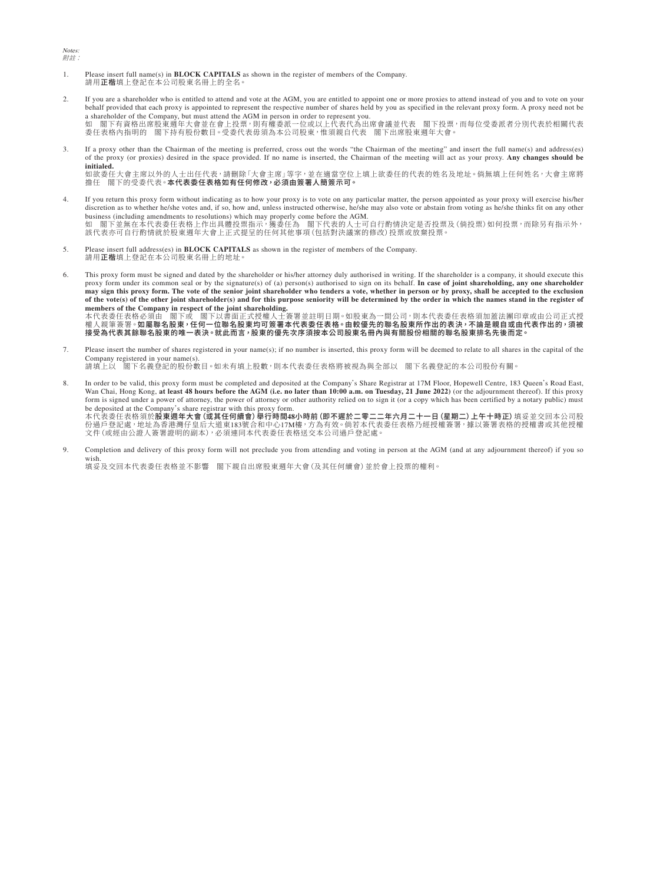*Notes:*
*附註：*

1. Please insert full name(s) in **BLOCK CAPITALS** as shown in the register of members of the Company.
請用**正楷**填上登記在本公司股東名冊上的全名。

2. If you are a shareholder who is entitled to attend and vote at the AGM, you are entitled to appoint one or more proxies to attend instead of you and to vote on your behalf provided that each proxy is appointed to represent the respective number of shares held by you as specified in the relevant proxy form. A proxy need not be a shareholder of the Company, but must attend the AGM in person in order to represent you.
如 閣下有資格出席股東週年大會並在會上投票，則有權委派一位或以上代表代為出席會議並代表 閣下投票，而每位受委派者分別代表於相關代表委任表格內指明的 閣下持有股份數目。受委代表毋須為本公司股東，惟須親自代表 閣下出席股東週年大會。

3. If a proxy other than the Chairman of the meeting is preferred, cross out the words "the Chairman of the meeting" and insert the full name(s) and address(es) of the proxy (or proxies) desired in the space provided. If no name is inserted, the Chairman of the meeting will act as your proxy. **Any changes should be initialed.**
如欲委任大會主席以外的人士出任代表，請刪除「大會主席」等字，並在適當空位上填上欲委任的代表的姓名及地址。倘無填上任何姓名，大會主席將擔任 閣下的受委代表。**本代表委任表格如有任何修改，必須由簽署人簡簽示可。**

4. If you return this proxy form without indicating as to how your proxy is to vote on any particular matter, the person appointed as your proxy will exercise his/her discretion as to whether he/she votes and, if so, how and, unless instructed otherwise, he/she may also vote or abstain from voting as he/she thinks fit on any other business (including amendments to resolutions) which may properly come before the AGM.
如 閣下並無在本代表委任表格上作出具體投票指示，獲委任為 閣下代表的人士可自行酌情決定是否投票及（倘投票）如何投票，而除另有指示外，該代表亦可自行酌情就於股東週年大會上正式提呈的任何其他事項（包括對決議案的修改）投票或放棄投票。

5. Please insert full address(es) in **BLOCK CAPITALS** as shown in the register of members of the Company.
請用**正楷**填上登記在本公司股東名冊上的地址。

6. This proxy form must be signed and dated by the shareholder or his/her attorney duly authorised in writing. If the shareholder is a company, it should execute this proxy form under its common seal or by the signature(s) of (a) person(s) authorised to sign on its behalf. **In case of joint shareholding, any one shareholder may sign this proxy form. The vote of the senior joint shareholder who tenders a vote, whether in person or by proxy, shall be accepted to the exclusion of the vote(s) of the other joint shareholder(s) and for this purpose seniority will be determined by the order in which the names stand in the register of members of the Company in respect of the joint shareholding.**
本代表委任表格必須由 閣下或 閣下以書面正式授權人士簽署並註明日期。如股東為一間公司，則本代表委任表格須加蓋法團印章或由公司正式授權人親筆簽署。**如屬聯名股東，任何一位聯名股東均可簽署本代表委任表格。由較優先的聯名股東所作出的表決，不論是親自或由代表作出的，須被接受為代表其餘聯名股東的唯一表決。就此而言，股東的優先次序須按本公司股東名冊內與有關股份相關的聯名股東排名先後而定。**

7. Please insert the number of shares registered in your name(s); if no number is inserted, this proxy form will be deemed to relate to all shares in the capital of the Company registered in your name(s).
請填上以 閣下名義登記的股份數目。如未有填上股數，則本代表委任表格將被視為與全部以 閣下名義登記的本公司股份有關。

8. In order to be valid, this proxy form must be completed and deposited at the Company's Share Registrar at 17M Floor, Hopewell Centre, 183 Queen's Road East, Wan Chai, Hong Kong, **at least 48 hours before the AGM (i.e. no later than 10:00 a.m. on Tuesday, 21 June 2022)** (or the adjournment thereof). If this proxy form is signed under a power of attorney, the power of attorney or other authority relied on to sign it (or a copy which has been certified by a notary public) must be deposited at the Company's share registrar with this proxy form.
本代表委任表格須於**股東週年大會（或其任何續會）舉行時間48小時前（即不遲於二零二二年六月二十一日（星期二）上午十時正）**填妥並交回本公司股份過戶登記處，地址為香港灣仔皇后大道東183號合和中心17M樓，方為有效。倘若本代表委任表格乃經授權簽署，據以簽署表格的授權書或其他授權文件（或經由公證人簽署證明的副本），必須連同本代表委任表格送交本公司過戶登記處。

9. Completion and delivery of this proxy form will not preclude you from attending and voting in person at the AGM (and at any adjournment thereof) if you so wish.
填妥及交回本代表委任表格並不影響 閣下親自出席股東週年大會（及其任何續會）並於會上投票的權利。